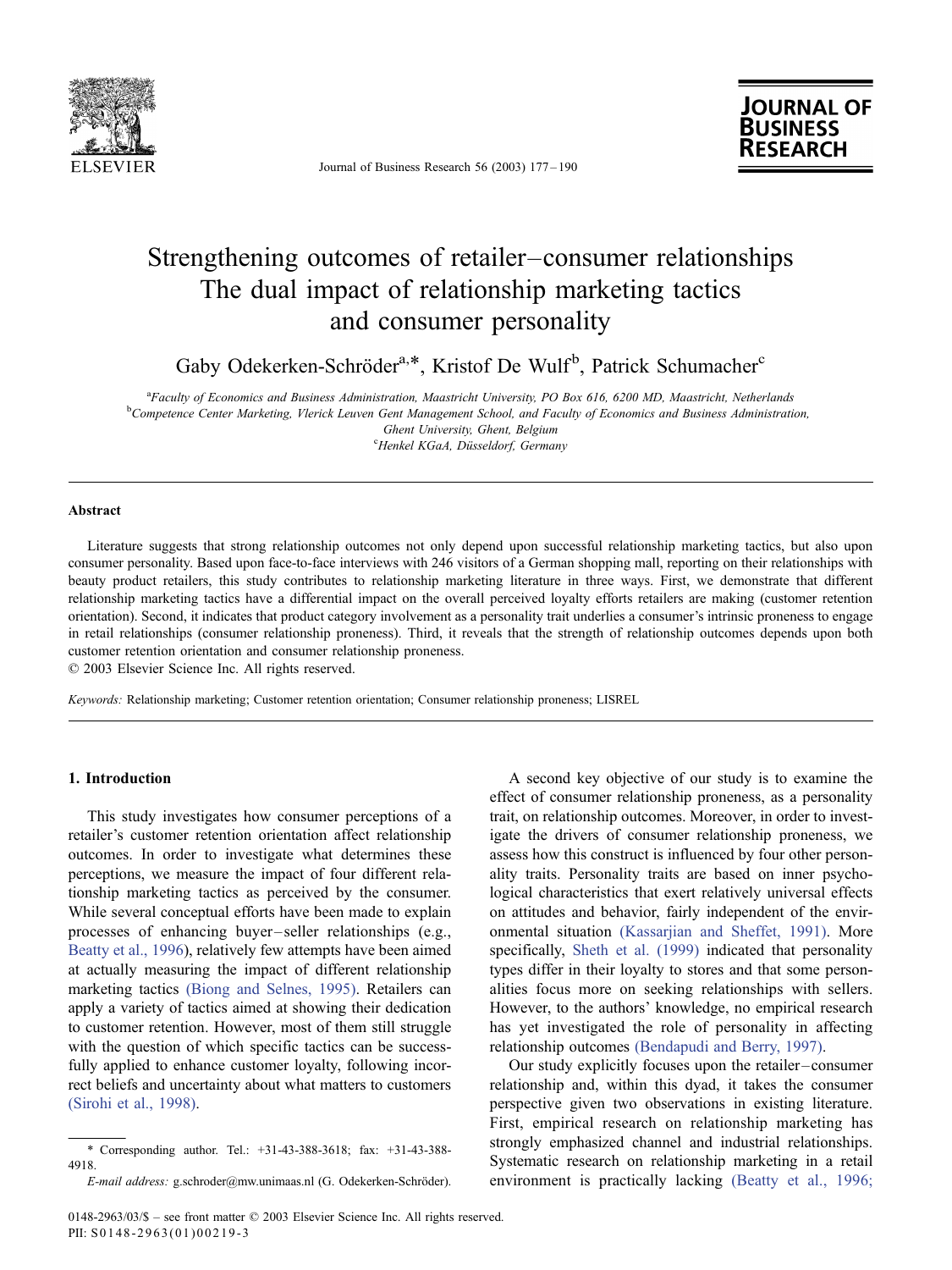# Strengthening outcomes of retailer–consumer relationships The dual impact of relationship marketing tactics and consumer personality

Gaby Odekerken-Schröder[a,*], Kristof De Wulf[b], Patrick Schumacher[c]

[a]*Faculty of Economics and Business Administration, Maastricht University, PO Box 616, 6200 MD, Maastricht, Netherlands*
[b]*Competence Center Marketing, Vlerick Leuven Gent Management School, and Faculty of Economics and Business Administration, Ghent University, Ghent, Belgium*
[c]*Henkel KGaA, Düsseldorf, Germany*

## Abstract

Literature suggests that strong relationship outcomes not only depend upon successful relationship marketing tactics, but also upon consumer personality. Based upon face-to-face interviews with 246 visitors of a German shopping mall, reporting on their relationships with beauty product retailers, this study contributes to relationship marketing literature in three ways. First, we demonstrate that different relationship marketing tactics have a differential impact on the overall perceived loyalty efforts retailers are making (customer retention orientation). Second, it indicates that product category involvement as a personality trait underlies a consumer's intrinsic proneness to engage in retail relationships (consumer relationship proneness). Third, it reveals that the strength of relationship outcomes depends upon both customer retention orientation and consumer relationship proneness.

© 2003 Elsevier Science Inc. All rights reserved.

*Keywords:* Relationship marketing; Customer retention orientation; Consumer relationship proneness; LISREL

## 1. Introduction

This study investigates how consumer perceptions of a retailer's customer retention orientation affect relationship outcomes. In order to investigate what determines these perceptions, we measure the impact of four different relationship marketing tactics as perceived by the consumer. While several conceptual efforts have been made to explain processes of enhancing buyer–seller relationships (e.g., Beatty et al., 1996), relatively few attempts have been aimed at actually measuring the impact of different relationship marketing tactics (Biong and Selnes, 1995). Retailers can apply a variety of tactics aimed at showing their dedication to customer retention. However, most of them still struggle with the question of which specific tactics can be successfully applied to enhance customer loyalty, following incorrect beliefs and uncertainty about what matters to customers (Sirohi et al., 1998).

A second key objective of our study is to examine the effect of consumer relationship proneness, as a personality trait, on relationship outcomes. Moreover, in order to investigate the drivers of consumer relationship proneness, we assess how this construct is influenced by four other personality traits. Personality traits are based on inner psychological characteristics that exert relatively universal effects on attitudes and behavior, fairly independent of the environmental situation (Kassarjian and Sheffet, 1991). More specifically, Sheth et al. (1999) indicated that personality types differ in their loyalty to stores and that some personalities focus more on seeking relationships with sellers. However, to the authors' knowledge, no empirical research has yet investigated the role of personality in affecting relationship outcomes (Bendapudi and Berry, 1997).

Our study explicitly focuses upon the retailer–consumer relationship and, within this dyad, it takes the consumer perspective given two observations in existing literature. First, empirical research on relationship marketing has strongly emphasized channel and industrial relationships. Systematic research on relationship marketing in a retail environment is practically lacking (Beatty et al., 1996;

\* Corresponding author. Tel.: +31-43-388-3618; fax: +31-43-388-4918.

*E-mail address:* g.schroder@mw.unimaas.nl (G. Odekerken-Schröder).

0148-2963/03/$ – see front matter © 2003 Elsevier Science Inc. All rights reserved.
PII: S0148-2963(01)00219-3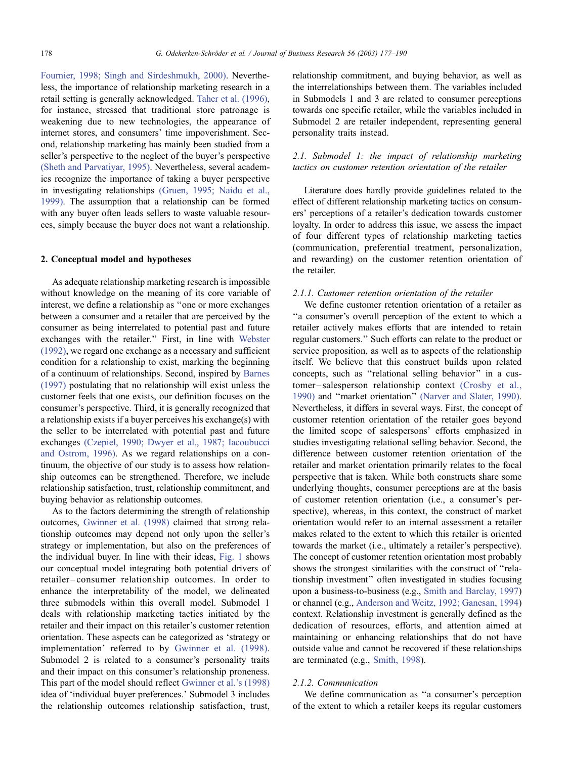Fournier, 1998; Singh and Sirdeshmukh, 2000). Nevertheless, the importance of relationship marketing research in a retail setting is generally acknowledged. Taher et al. (1996), for instance, stressed that traditional store patronage is weakening due to new technologies, the appearance of internet stores, and consumers' time impoverishment. Second, relationship marketing has mainly been studied from a seller's perspective to the neglect of the buyer's perspective (Sheth and Parvatiyar, 1995). Nevertheless, several academics recognize the importance of taking a buyer perspective in investigating relationships (Gruen, 1995; Naidu et al., 1999). The assumption that a relationship can be formed with any buyer often leads sellers to waste valuable resources, simply because the buyer does not want a relationship.

## 2. Conceptual model and hypotheses

As adequate relationship marketing research is impossible without knowledge on the meaning of its core variable of interest, we define a relationship as "one or more exchanges between a consumer and a retailer that are perceived by the consumer as being interrelated to potential past and future exchanges with the retailer." First, in line with Webster (1992), we regard one exchange as a necessary and sufficient condition for a relationship to exist, marking the beginning of a continuum of relationships. Second, inspired by Barnes (1997) postulating that no relationship will exist unless the customer feels that one exists, our definition focuses on the consumer's perspective. Third, it is generally recognized that a relationship exists if a buyer perceives his exchange(s) with the seller to be interrelated with potential past and future exchanges (Czepiel, 1990; Dwyer et al., 1987; Iacoubucci and Ostrom, 1996). As we regard relationships on a continuum, the objective of our study is to assess how relationship outcomes can be strengthened. Therefore, we include relationship satisfaction, trust, relationship commitment, and buying behavior as relationship outcomes.

As to the factors determining the strength of relationship outcomes, Gwinner et al. (1998) claimed that strong relationship outcomes may depend not only upon the seller's strategy or implementation, but also on the preferences of the individual buyer. In line with their ideas, Fig. 1 shows our conceptual model integrating both potential drivers of retailer–consumer relationship outcomes. In order to enhance the interpretability of the model, we delineated three submodels within this overall model. Submodel 1 deals with relationship marketing tactics initiated by the retailer and their impact on this retailer's customer retention orientation. These aspects can be categorized as 'strategy or implementation' referred to by Gwinner et al. (1998). Submodel 2 is related to a consumer's personality traits and their impact on this consumer's relationship proneness. This part of the model should reflect Gwinner et al.'s (1998) idea of 'individual buyer preferences.' Submodel 3 includes the relationship outcomes relationship satisfaction, trust, relationship commitment, and buying behavior, as well as the interrelationships between them. The variables included in Submodels 1 and 3 are related to consumer perceptions towards one specific retailer, while the variables included in Submodel 2 are retailer independent, representing general personality traits instead.

### 2.1. Submodel 1: the impact of relationship marketing tactics on customer retention orientation of the retailer

Literature does hardly provide guidelines related to the effect of different relationship marketing tactics on consumers' perceptions of a retailer's dedication towards customer loyalty. In order to address this issue, we assess the impact of four different types of relationship marketing tactics (communication, preferential treatment, personalization, and rewarding) on the customer retention orientation of the retailer.

#### 2.1.1. Customer retention orientation of the retailer

We define customer retention orientation of a retailer as "a consumer's overall perception of the extent to which a retailer actively makes efforts that are intended to retain regular customers." Such efforts can relate to the product or service proposition, as well as to aspects of the relationship itself. We believe that this construct builds upon related concepts, such as "relational selling behavior" in a customer–salesperson relationship context (Crosby et al., 1990) and "market orientation" (Narver and Slater, 1990). Nevertheless, it differs in several ways. First, the concept of customer retention orientation of the retailer goes beyond the limited scope of salespersons' efforts emphasized in studies investigating relational selling behavior. Second, the difference between customer retention orientation of the retailer and market orientation primarily relates to the focal perspective that is taken. While both constructs share some underlying thoughts, consumer perceptions are at the basis of customer retention orientation (i.e., a consumer's perspective), whereas, in this context, the construct of market orientation would refer to an internal assessment a retailer makes related to the extent to which this retailer is oriented towards the market (i.e., ultimately a retailer's perspective). The concept of customer retention orientation most probably shows the strongest similarities with the construct of "relationship investment" often investigated in studies focusing upon a business-to-business (e.g., Smith and Barclay, 1997) or channel (e.g., Anderson and Weitz, 1992; Ganesan, 1994) context. Relationship investment is generally defined as the dedication of resources, efforts, and attention aimed at maintaining or enhancing relationships that do not have outside value and cannot be recovered if these relationships are terminated (e.g., Smith, 1998).

#### 2.1.2. Communication

We define communication as "a consumer's perception of the extent to which a retailer keeps its regular customers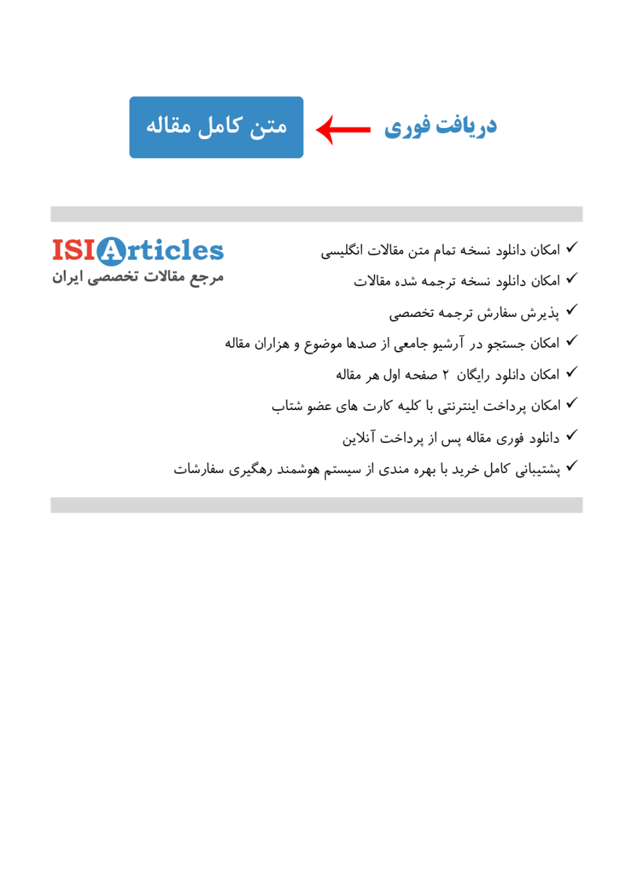دریافت فوری ← متن کامل مقاله

**ISIArticles**
مرجع مقالات تخصصی ایران

- ✓ امکان دانلود نسخه تمام متن مقالات انگلیسی
- ✓ امکان دانلود نسخه ترجمه شده مقالات
- ✓ پذیرش سفارش ترجمه تخصصی
- ✓ امکان جستجو در آرشیو جامعی از صدها موضوع و هزاران مقاله
- ✓ امکان دانلود رایگان ۲ صفحه اول هر مقاله
- ✓ امکان پرداخت اینترنتی با کلیه کارت های عضو شتاب
- ✓ دانلود فوری مقاله پس از پرداخت آنلاین
- ✓ پشتیبانی کامل خرید با بهره مندی از سیستم هوشمند رهگیری سفارشات